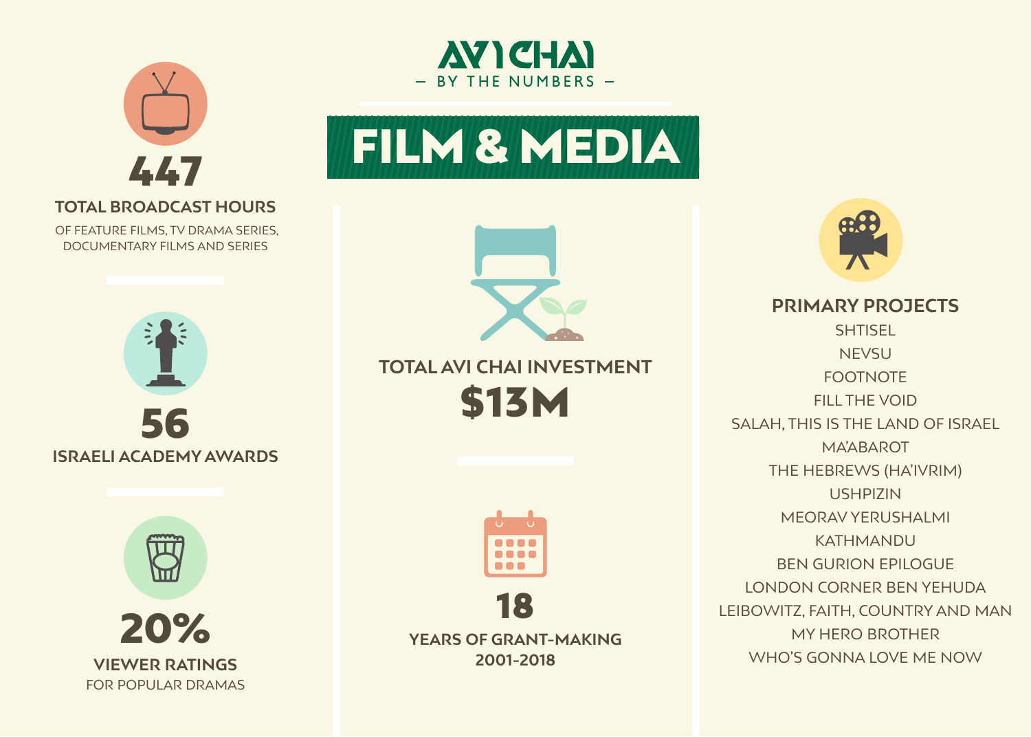# AVI CHAI

— BY THE NUMBERS —

## FILM & MEDIA

**447**

**TOTAL BROADCAST HOURS**

OF FEATURE FILMS, TV DRAMA SERIES, DOCUMENTARY FILMS AND SERIES

**56**

**ISRAELI ACADEMY AWARDS**

**20%**

**VIEWER RATINGS**

FOR POPULAR DRAMAS

**TOTAL AVI CHAI INVESTMENT**

**$13M**

**18**

**YEARS OF GRANT-MAKING 2001-2018**

**PRIMARY PROJECTS**

- SHTISEL
- NEVSU
- FOOTNOTE
- FILL THE VOID
- SALAH, THIS IS THE LAND OF ISRAEL
- MA'ABAROT
- THE HEBREWS (HA'IVRIM)
- USHPIZIN
- MEORAV YERUSHALMI
- KATHMANDU
- BEN GURION EPILOGUE
- LONDON CORNER BEN YEHUDA
- LEIBOWITZ, FAITH, COUNTRY AND MAN
- MY HERO BROTHER
- WHO'S GONNA LOVE ME NOW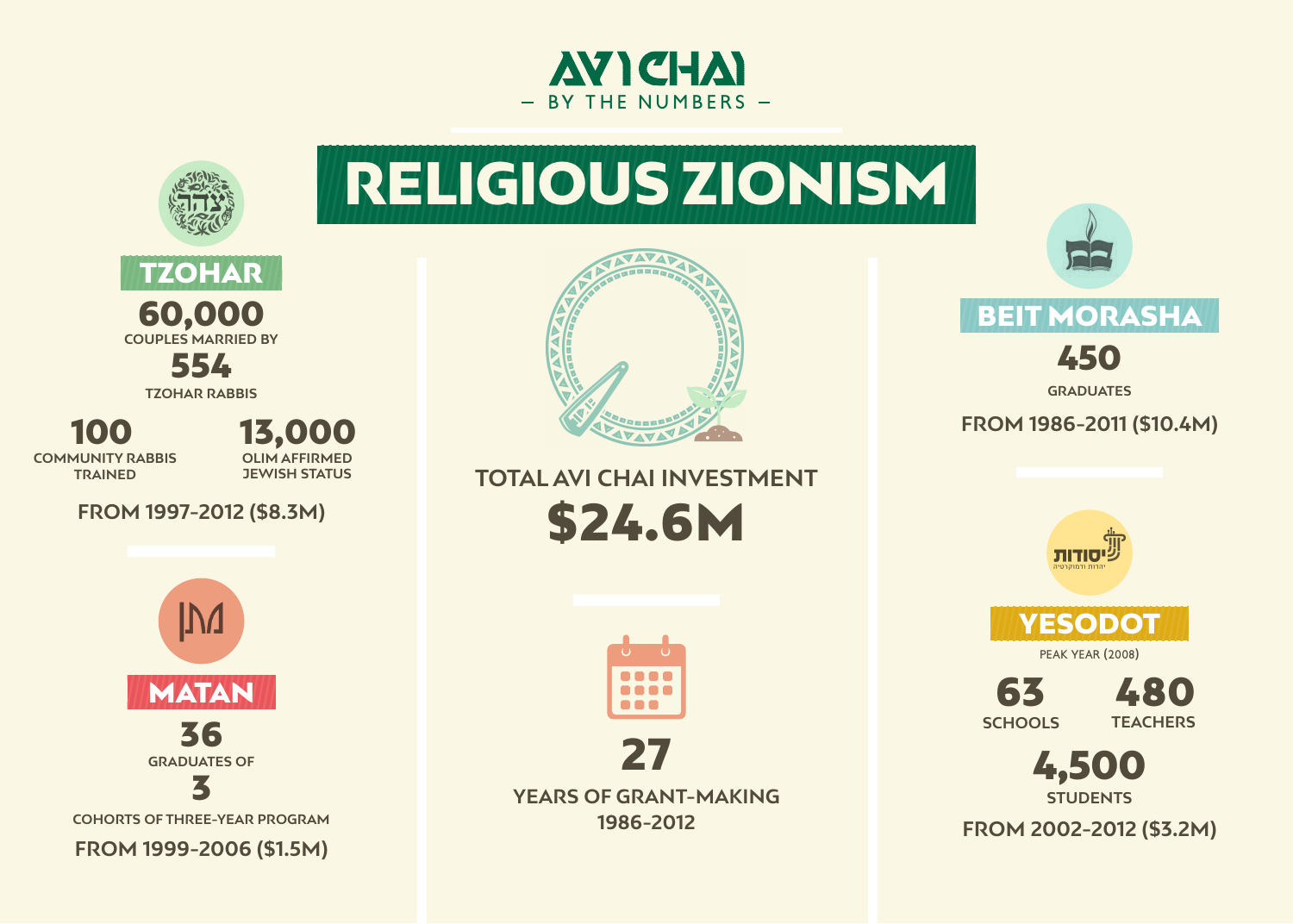# AVI CHAI

— BY THE NUMBERS —

# RELIGIOUS ZIONISM

## TZOHAR

**60,000**
COUPLES MARRIED BY
**554**
TZOHAR RABBIS

**100**
COMMUNITY RABBIS TRAINED

**13,000**
OLIM AFFIRMED JEWISH STATUS

FROM 1997-2012 ($8.3M)

## MATAN

**36**
GRADUATES OF
**3**
COHORTS OF THREE-YEAR PROGRAM

FROM 1999-2006 ($1.5M)

## TOTAL AVI CHAI INVESTMENT

**$24.6M**

**27**
YEARS OF GRANT-MAKING
1986-2012

## BEIT MORASHA

**450**
GRADUATES

FROM 1986-2011 ($10.4M)

## YESODOT

PEAK YEAR (2008)

**63**
SCHOOLS

**480**
TEACHERS

**4,500**
STUDENTS

FROM 2002-2012 ($3.2M)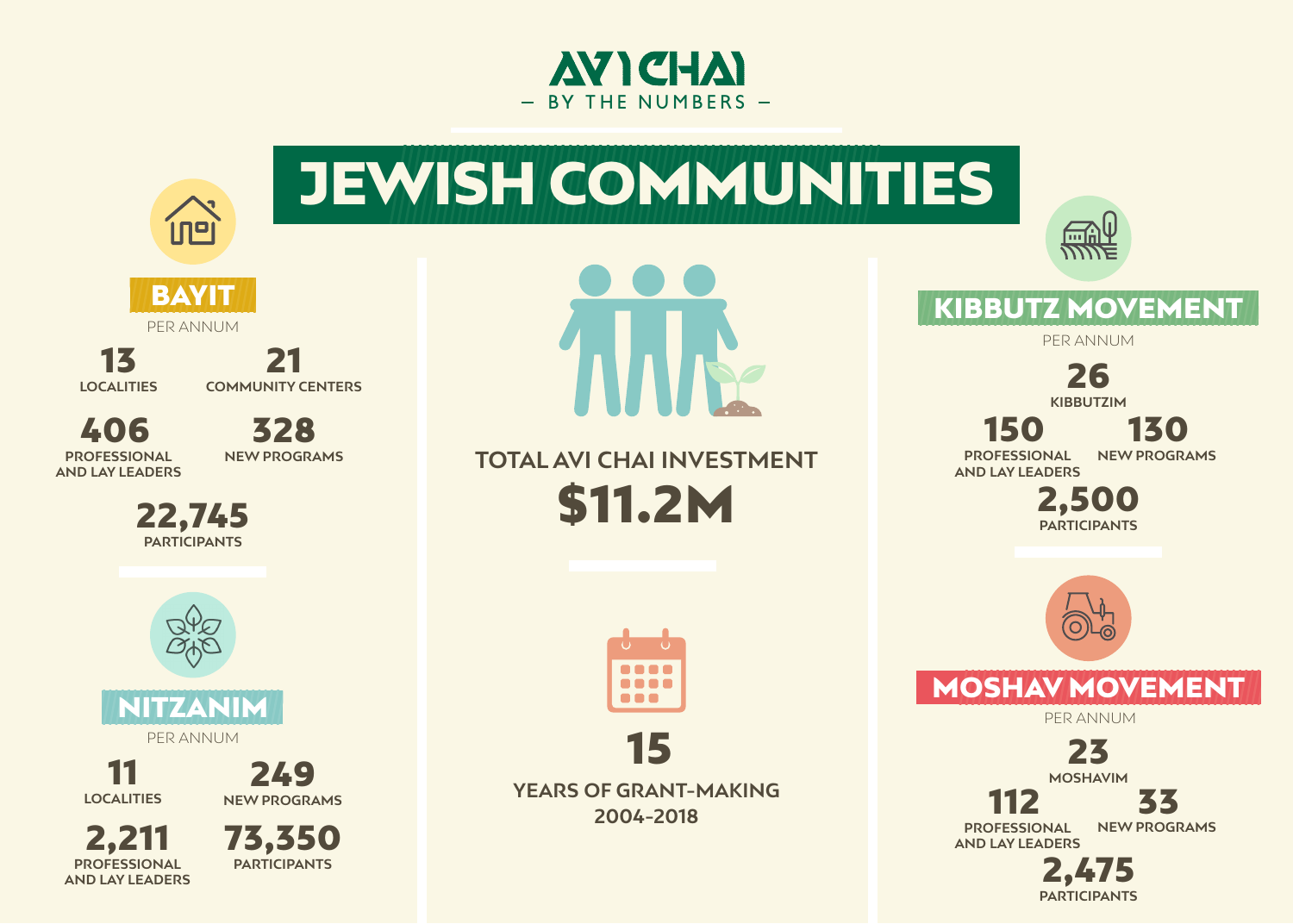# AVI CHAI

— BY THE NUMBERS —

## JEWISH COMMUNITIES

### BAYIT

PER ANNUM

**13** LOCALITIES

**21** COMMUNITY CENTERS

**406** PROFESSIONAL AND LAY LEADERS

**328** NEW PROGRAMS

**22,745** PARTICIPANTS

### NITZANIM

PER ANNUM

**11** LOCALITIES

**249** NEW PROGRAMS

**2,211** PROFESSIONAL AND LAY LEADERS

**73,350** PARTICIPANTS

### TOTAL AVI CHAI INVESTMENT

**$11.2M**

**15**

YEARS OF GRANT-MAKING 2004-2018

### KIBBUTZ MOVEMENT

PER ANNUM

**26** KIBBUTZIM

**150** PROFESSIONAL AND LAY LEADERS

**130** NEW PROGRAMS

**2,500** PARTICIPANTS

### MOSHAV MOVEMENT

PER ANNUM

**23** MOSHAVIM

**112** PROFESSIONAL AND LAY LEADERS

**33** NEW PROGRAMS

**2,475** PARTICIPANTS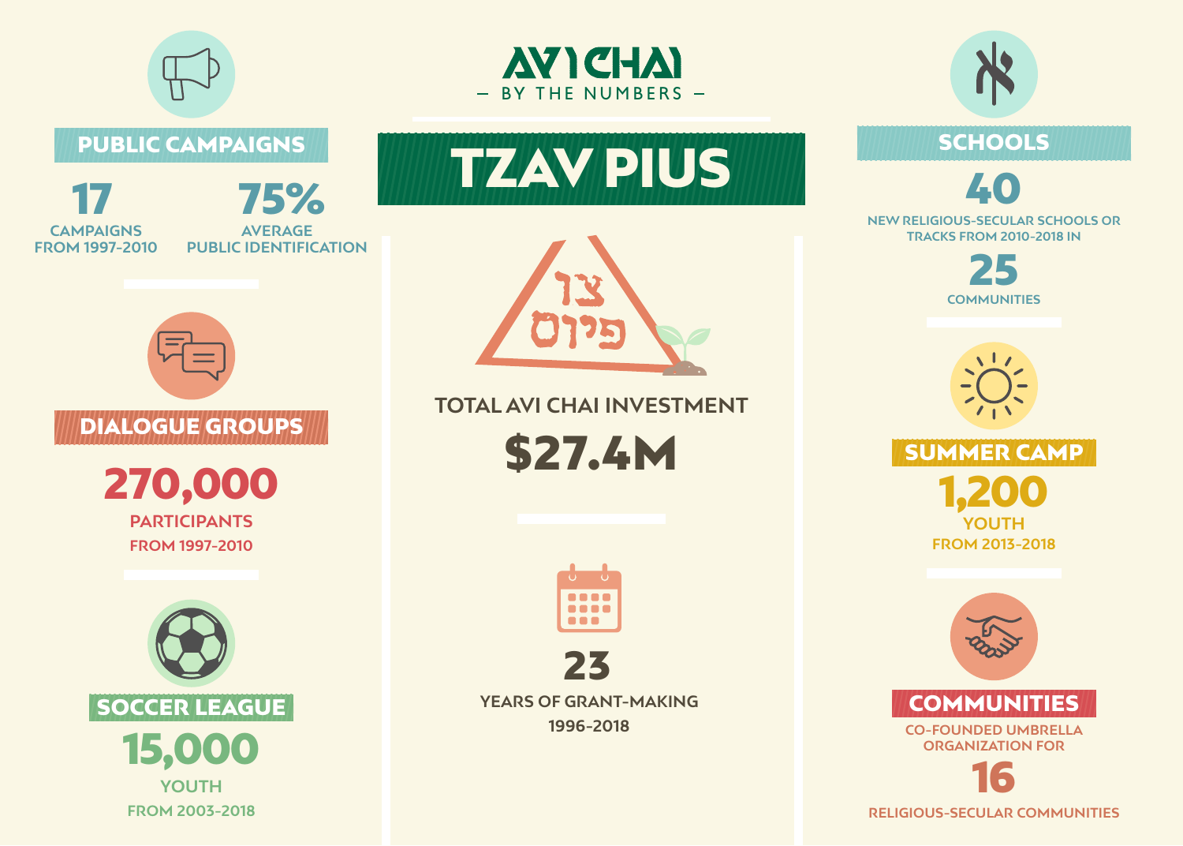# AVI CHAI

— BY THE NUMBERS —

## TZAV PIUS

צו פיוס

TOTAL AVI CHAI INVESTMENT

**$27.4M**

**23**

YEARS OF GRANT-MAKING 1996-2018

### PUBLIC CAMPAIGNS

**17**

CAMPAIGNS FROM 1997-2010

**75%**

AVERAGE PUBLIC IDENTIFICATION

### DIALOGUE GROUPS

**270,000**

PARTICIPANTS FROM 1997-2010

### SOCCER LEAGUE

**15,000**

YOUTH FROM 2003-2018

### SCHOOLS

**40**

NEW RELIGIOUS-SECULAR SCHOOLS OR TRACKS FROM 2010-2018 IN

**25**

COMMUNITIES

### SUMMER CAMP

**1,200**

YOUTH FROM 2013-2018

### COMMUNITIES

CO-FOUNDED UMBRELLA ORGANIZATION FOR

**16**

RELIGIOUS-SECULAR COMMUNITIES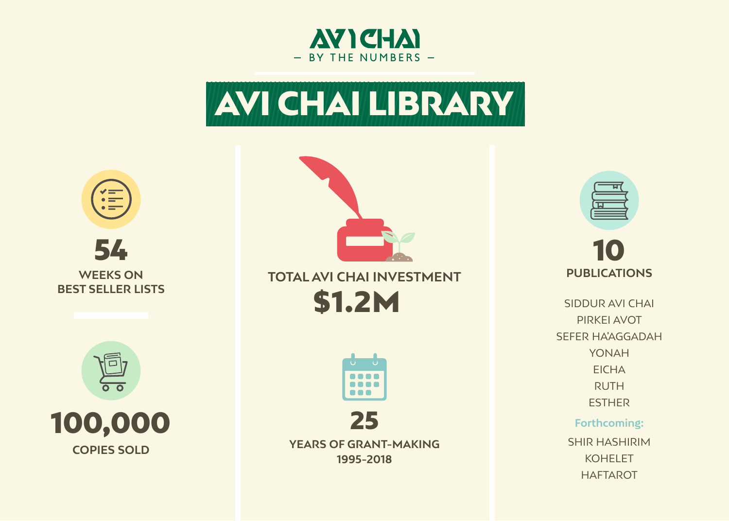# AVI CHAI

— BY THE NUMBERS —

## AVI CHAI LIBRARY

**54**

WEEKS ON BEST SELLER LISTS

**100,000**

COPIES SOLD

TOTAL AVI CHAI INVESTMENT

**$1.2M**

**25**

YEARS OF GRANT-MAKING 1995-2018

**10**

PUBLICATIONS

SIDDUR AVI CHAI
PIRKEI AVOT
SEFER HA'AGGADAH
YONAH
EICHA
RUTH
ESTHER

Forthcoming:

SHIR HASHIRIM
KOHELET
HAFTAROT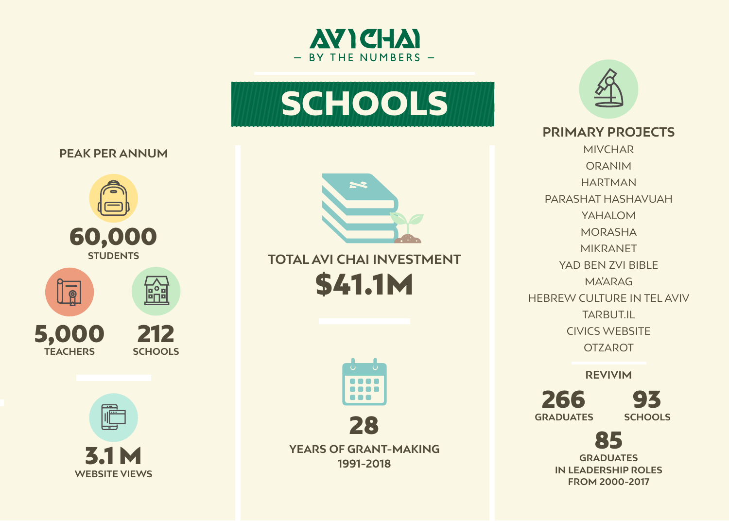# AVI CHAI

— BY THE NUMBERS —

## SCHOOLS

### PEAK PER ANNUM

**60,000**
STUDENTS

**5,000**
TEACHERS

**212**
SCHOOLS

**3.1 M**
WEBSITE VIEWS

### TOTAL AVI CHAI INVESTMENT

**$41.1M**

**28**
YEARS OF GRANT-MAKING
1991-2018

### PRIMARY PROJECTS

- MIVCHAR
- ORANIM
- HARTMAN
- PARASHAT HASHAVUAH
- YAHALOM
- MORASHA
- MIKRANET
- YAD BEN ZVI BIBLE
- MA'ARAG
- HEBREW CULTURE IN TEL AVIV
- TARBUT.IL
- CIVICS WEBSITE
- OTZAROT

### REVIVIM

**266**
GRADUATES

**93**
SCHOOLS

**85**
GRADUATES
IN LEADERSHIP ROLES
FROM 2000-2017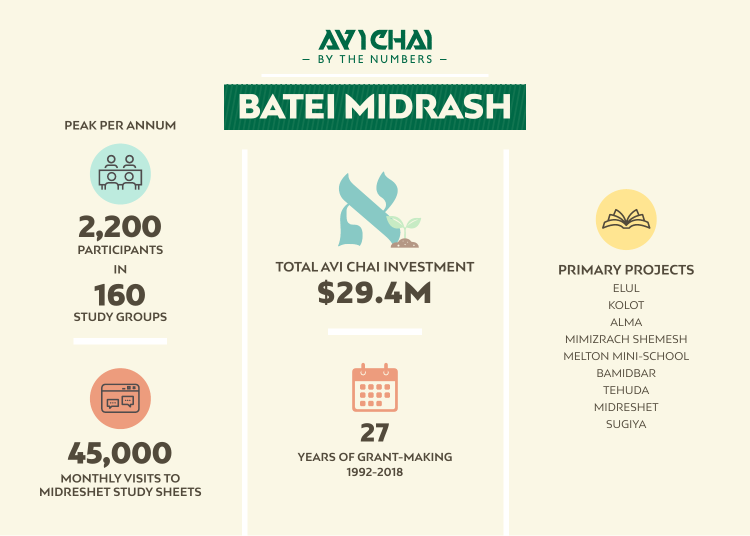# AVI CHAI

— BY THE NUMBERS —

## BATEI MIDRASH

**PEAK PER ANNUM**

**2,200**
PARTICIPANTS
IN
**160**
STUDY GROUPS

**45,000**
MONTHLY VISITS TO MIDRESHET STUDY SHEETS

**TOTAL AVI CHAI INVESTMENT**
**$29.4M**

**27**
YEARS OF GRANT-MAKING
1992-2018

**PRIMARY PROJECTS**

- ELUL
- KOLOT
- ALMA
- MIMIZRACH SHEMESH
- MELTON MINI-SCHOOL
- BAMIDBAR
- TEHUDA
- MIDRESHET
- SUGIYA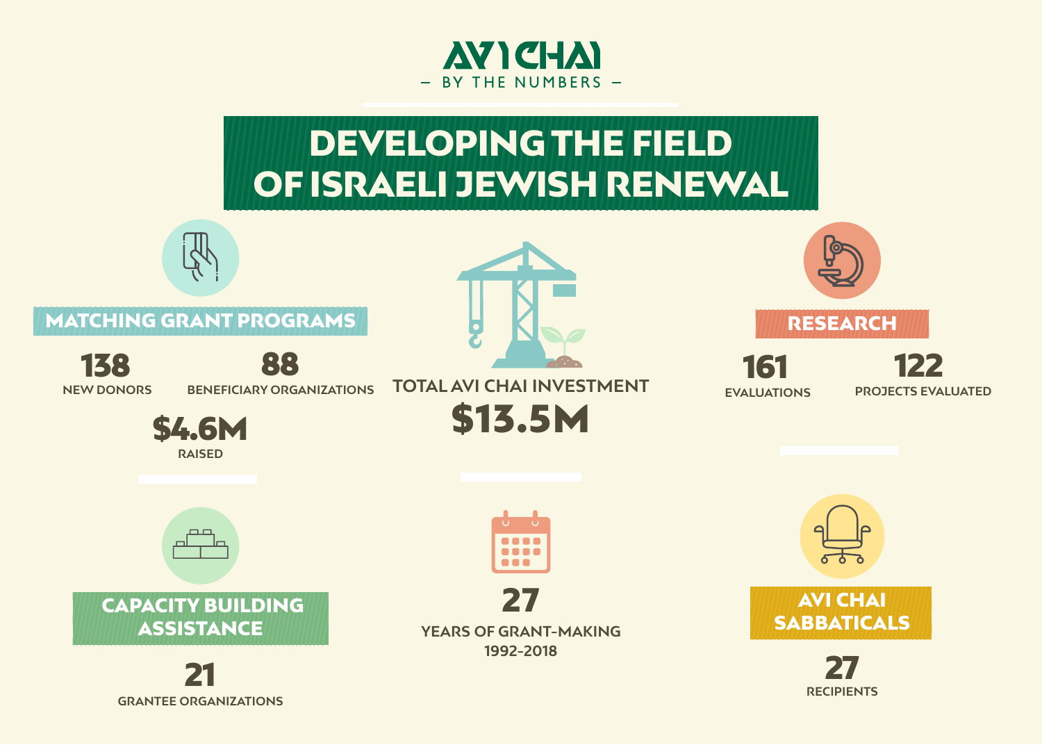# AVI CHAI

— BY THE NUMBERS —

## DEVELOPING THE FIELD OF ISRAELI JEWISH RENEWAL

### MATCHING GRANT PROGRAMS

**138**
NEW DONORS

**88**
BENEFICIARY ORGANIZATIONS

**$4.6M**
RAISED

### TOTAL AVI CHAI INVESTMENT

**$13.5M**

### RESEARCH

**161**
EVALUATIONS

**122**
PROJECTS EVALUATED

### CAPACITY BUILDING ASSISTANCE

**21**
GRANTEE ORGANIZATIONS

**27**
YEARS OF GRANT-MAKING
1992–2018

### AVI CHAI SABBATICALS

**27**
RECIPIENTS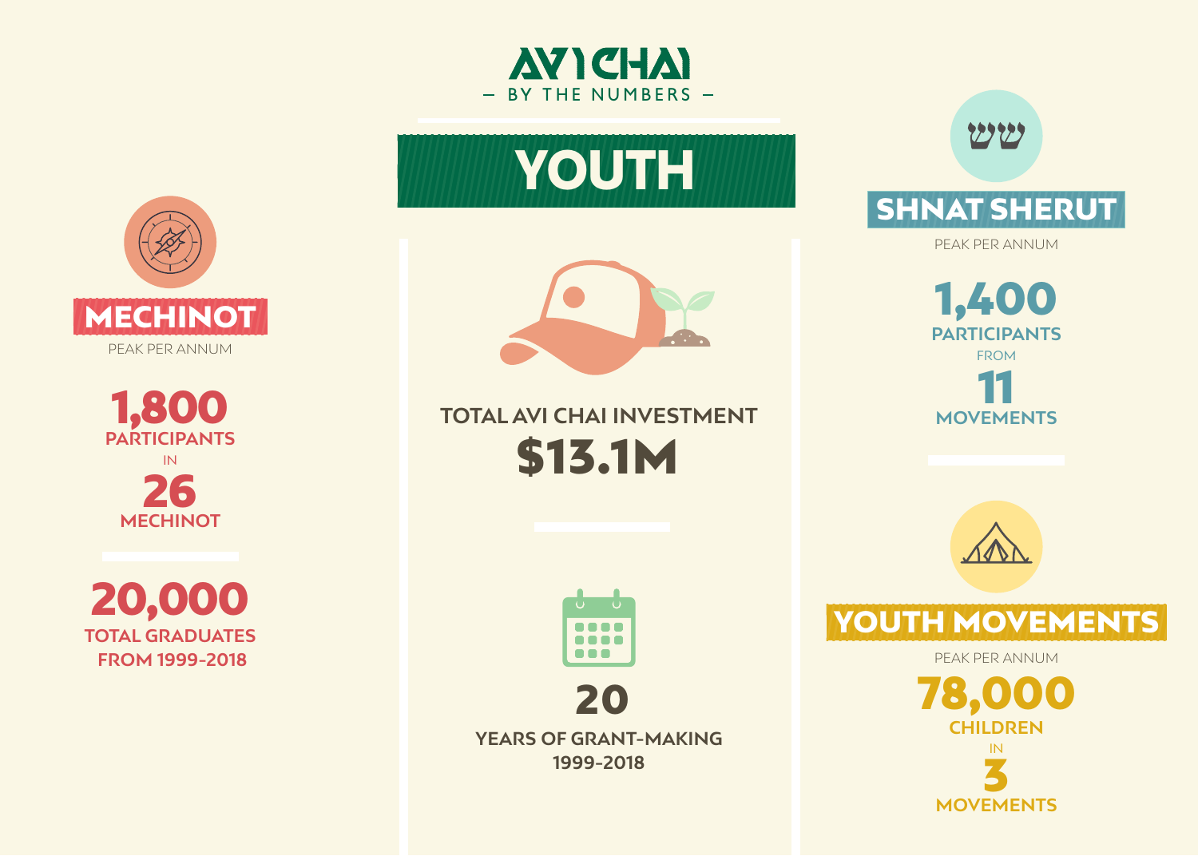# AVI CHAI

— BY THE NUMBERS —

## YOUTH

TOTAL AVI CHAI INVESTMENT

**$13.1M**

**20**

YEARS OF GRANT-MAKING 1999-2018

## MECHINOT

PEAK PER ANNUM

**1,800**
PARTICIPANTS
IN
**26**
MECHINOT

**20,000**
TOTAL GRADUATES FROM 1999-2018

## SHNAT SHERUT

PEAK PER ANNUM

**1,400**
PARTICIPANTS
FROM
**11**
MOVEMENTS

## YOUTH MOVEMENTS

PEAK PER ANNUM

**78,000**
CHILDREN
IN
**3**
MOVEMENTS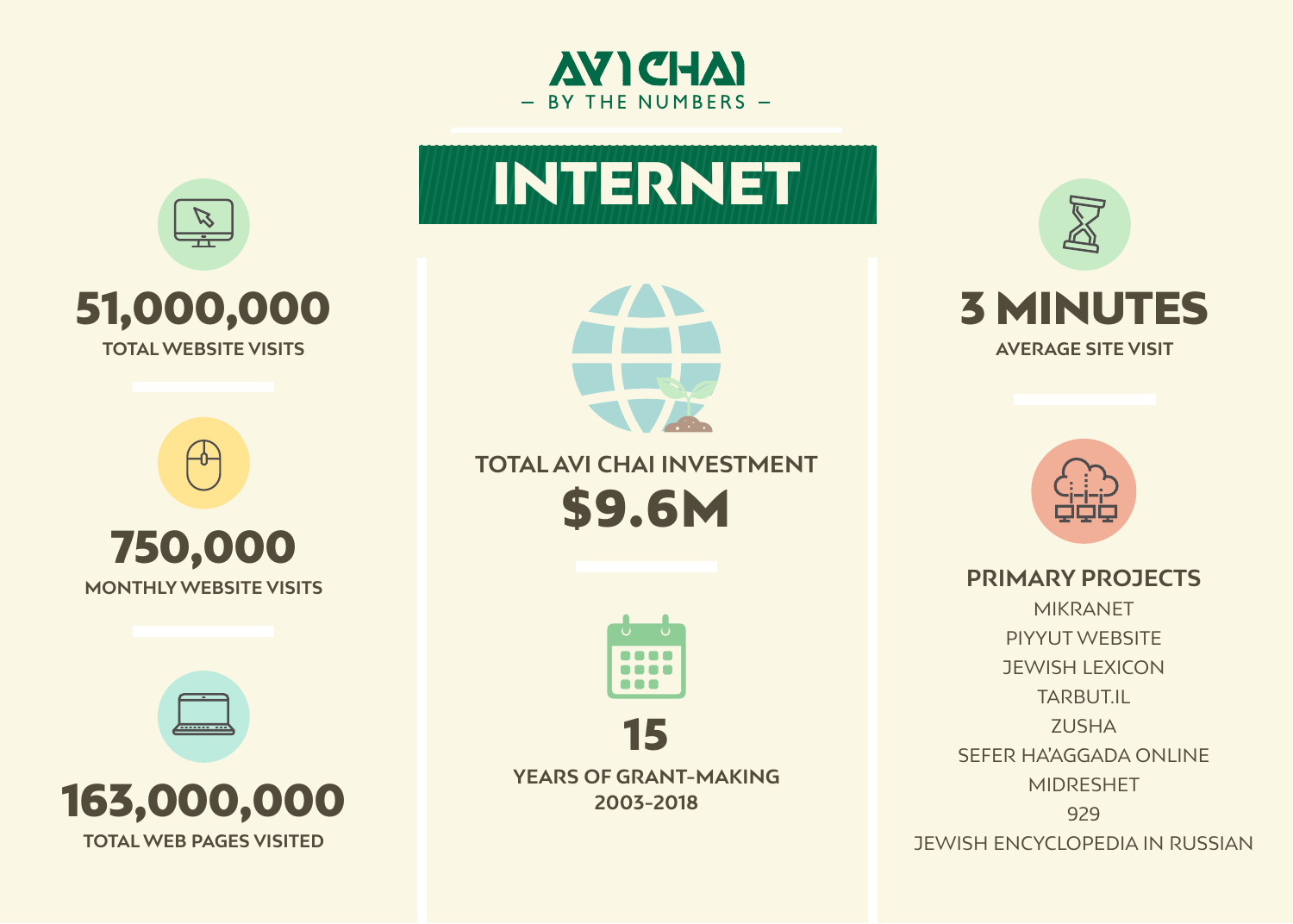# AVI CHAI

— BY THE NUMBERS —

## INTERNET

**51,000,000**
TOTAL WEBSITE VISITS

**750,000**
MONTHLY WEBSITE VISITS

**163,000,000**
TOTAL WEB PAGES VISITED

TOTAL AVI CHAI INVESTMENT
**$9.6M**

**15**
YEARS OF GRANT-MAKING
2003-2018

**3 MINUTES**
AVERAGE SITE VISIT

**PRIMARY PROJECTS**

MIKRANET
PIYYUT WEBSITE
JEWISH LEXICON
TARBUT.IL
ZUSHA
SEFER HA'AGGADA ONLINE
MIDRESHET
929
JEWISH ENCYCLOPEDIA IN RUSSIAN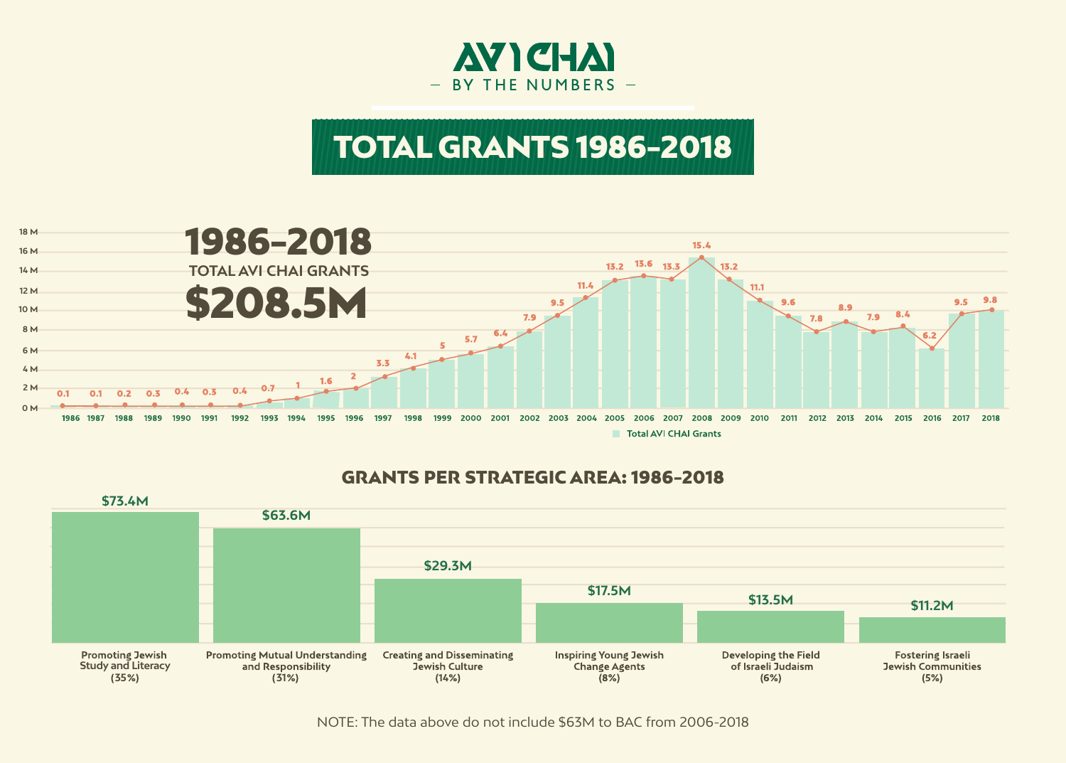# AVI CHAI

— BY THE NUMBERS —

## TOTAL GRANTS 1986–2018

**1986–2018**
TOTAL AVI CHAI GRANTS
**$208.5M**

| Year | Total AVI CHAI Grants (M) |
|---|---|
| 1986 | 0.1 |
| 1987 | 0.1 |
| 1988 | 0.2 |
| 1989 | 0.3 |
| 1990 | 0.4 |
| 1991 | 0.3 |
| 1992 | 0.4 |
| 1993 | 0.7 |
| 1994 | 1 |
| 1995 | 1.6 |
| 1996 | 2 |
| 1997 | 3.3 |
| 1998 | 4.1 |
| 1999 | 5 |
| 2000 | 5.7 |
| 2001 | 6.4 |
| 2002 | 7.9 |
| 2003 | 9.5 |
| 2004 | 11.4 |
| 2005 | 13.2 |
| 2006 | 13.6 |
| 2007 | 13.3 |
| 2008 | 15.4 |
| 2009 | 13.2 |
| 2010 | 11.1 |
| 2011 | 9.6 |
| 2012 | 7.8 |
| 2013 | 8.9 |
| 2014 | 7.9 |
| 2015 | 8.4 |
| 2016 | 6.2 |
| 2017 | 9.5 |
| 2018 | 9.8 |

## GRANTS PER STRATEGIC AREA: 1986–2018

| Strategic Area | Grants |
|---|---|
| Promoting Jewish Study and Literacy (35%) | $73.4M |
| Promoting Mutual Understanding and Responsibility (31%) | $63.6M |
| Creating and Disseminating Jewish Culture (14%) | $29.3M |
| Inspiring Young Jewish Change Agents (8%) | $17.5M |
| Developing the Field of Israeli Judaism (6%) | $13.5M |
| Fostering Israeli Jewish Communities (5%) | $11.2M |

NOTE: The data above do not include $63M to BAC from 2006-2018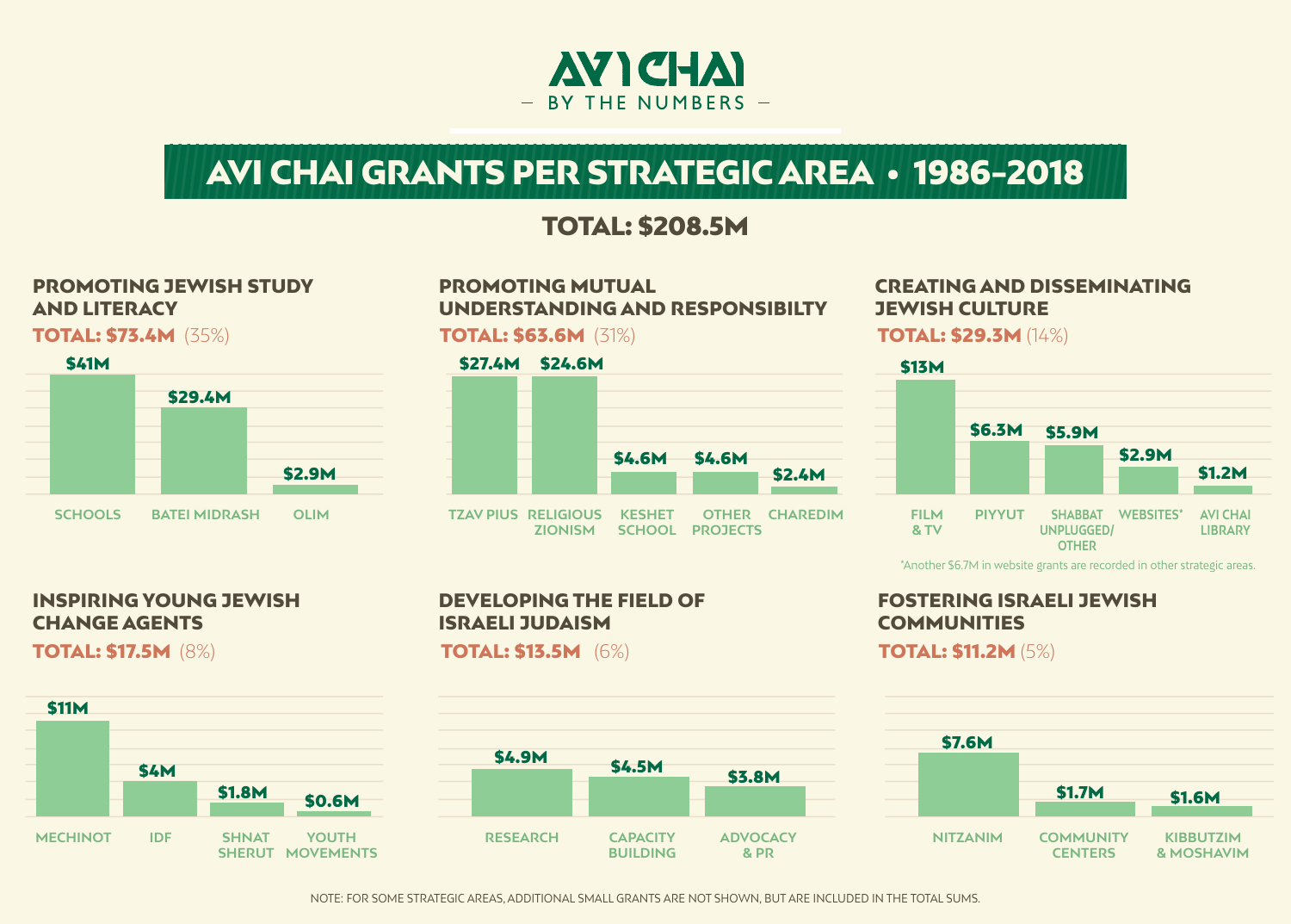# AVI CHAI

— BY THE NUMBERS —

## AVI CHAI GRANTS PER STRATEGIC AREA • 1986–2018

**TOTAL: $208.5M**

### PROMOTING JEWISH STUDY AND LITERACY

**TOTAL: $73.4M** (35%)

$41M
SCHOOLS
$29.4M
BATEI MIDRASH
$2.9M
OLIM

### PROMOTING MUTUAL UNDERSTANDING AND RESPONSIBILTY

**TOTAL: $63.6M** (31%)

$27.4M
TZAV PIUS
$24.6M
RELIGIOUS ZIONISM
$4.6M
KESHET SCHOOL
$4.6M
OTHER PROJECTS
$2.4M
CHAREDIM

### CREATING AND DISSEMINATING JEWISH CULTURE

**TOTAL: $29.3M** (14%)

$13M
FILM & TV
$6.3M
PIYYUT
$5.9M
SHABBAT UNPLUGGED/ OTHER
$2.9M
WEBSITES*
$1.2M
AVI CHAI LIBRARY

*Another $6.7M in website grants are recorded in other strategic areas.

### INSPIRING YOUNG JEWISH CHANGE AGENTS

**TOTAL: $17.5M** (8%)

$11M
MECHINOT
$4M
IDF
$1.8M
SHNAT SHERUT
$0.6M
YOUTH MOVEMENTS

### DEVELOPING THE FIELD OF ISRAELI JUDAISM

**TOTAL: $13.5M** (6%)

$4.9M
RESEARCH
$4.5M
CAPACITY BUILDING
$3.8M
ADVOCACY & PR

### FOSTERING ISRAELI JEWISH COMMUNITIES

**TOTAL: $11.2M** (5%)

$7.6M
NITZANIM
$1.7M
COMMUNITY CENTERS
$1.6M
KIBBUTZIM & MOSHAVIM

NOTE: FOR SOME STRATEGIC AREAS, ADDITIONAL SMALL GRANTS ARE NOT SHOWN, BUT ARE INCLUDED IN THE TOTAL SUMS.